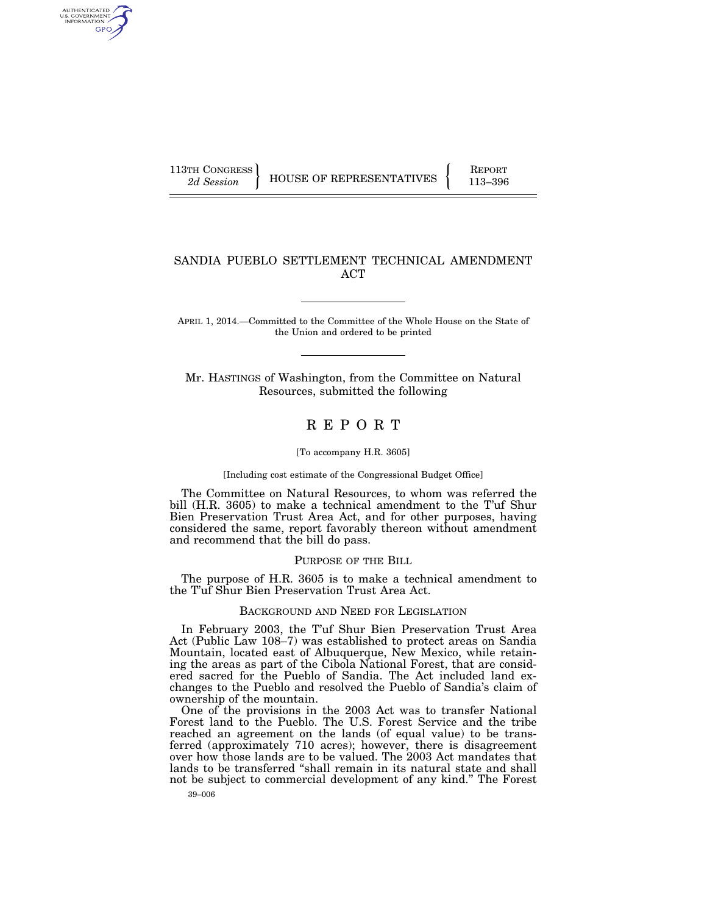113TH CONGRESS
*2d Session*

HOUSE OF REPRESENTATIVES

REPORT
113–396

# SANDIA PUEBLO SETTLEMENT TECHNICAL AMENDMENT ACT

APRIL 1, 2014.—Committed to the Committee of the Whole House on the State of the Union and ordered to be printed

Mr. HASTINGS of Washington, from the Committee on Natural Resources, submitted the following

# R E P O R T

[To accompany H.R. 3605]

[Including cost estimate of the Congressional Budget Office]

The Committee on Natural Resources, to whom was referred the bill (H.R. 3605) to make a technical amendment to the T'uf Shur Bien Preservation Trust Area Act, and for other purposes, having considered the same, report favorably thereon without amendment and recommend that the bill do pass.

## PURPOSE OF THE BILL

The purpose of H.R. 3605 is to make a technical amendment to the T'uf Shur Bien Preservation Trust Area Act.

## BACKGROUND AND NEED FOR LEGISLATION

In February 2003, the T'uf Shur Bien Preservation Trust Area Act (Public Law 108–7) was established to protect areas on Sandia Mountain, located east of Albuquerque, New Mexico, while retaining the areas as part of the Cibola National Forest, that are considered sacred for the Pueblo of Sandia. The Act included land exchanges to the Pueblo and resolved the Pueblo of Sandia's claim of ownership of the mountain.

One of the provisions in the 2003 Act was to transfer National Forest land to the Pueblo. The U.S. Forest Service and the tribe reached an agreement on the lands (of equal value) to be transferred (approximately 710 acres); however, there is disagreement over how those lands are to be valued. The 2003 Act mandates that lands to be transferred "shall remain in its natural state and shall not be subject to commercial development of any kind." The Forest

39–006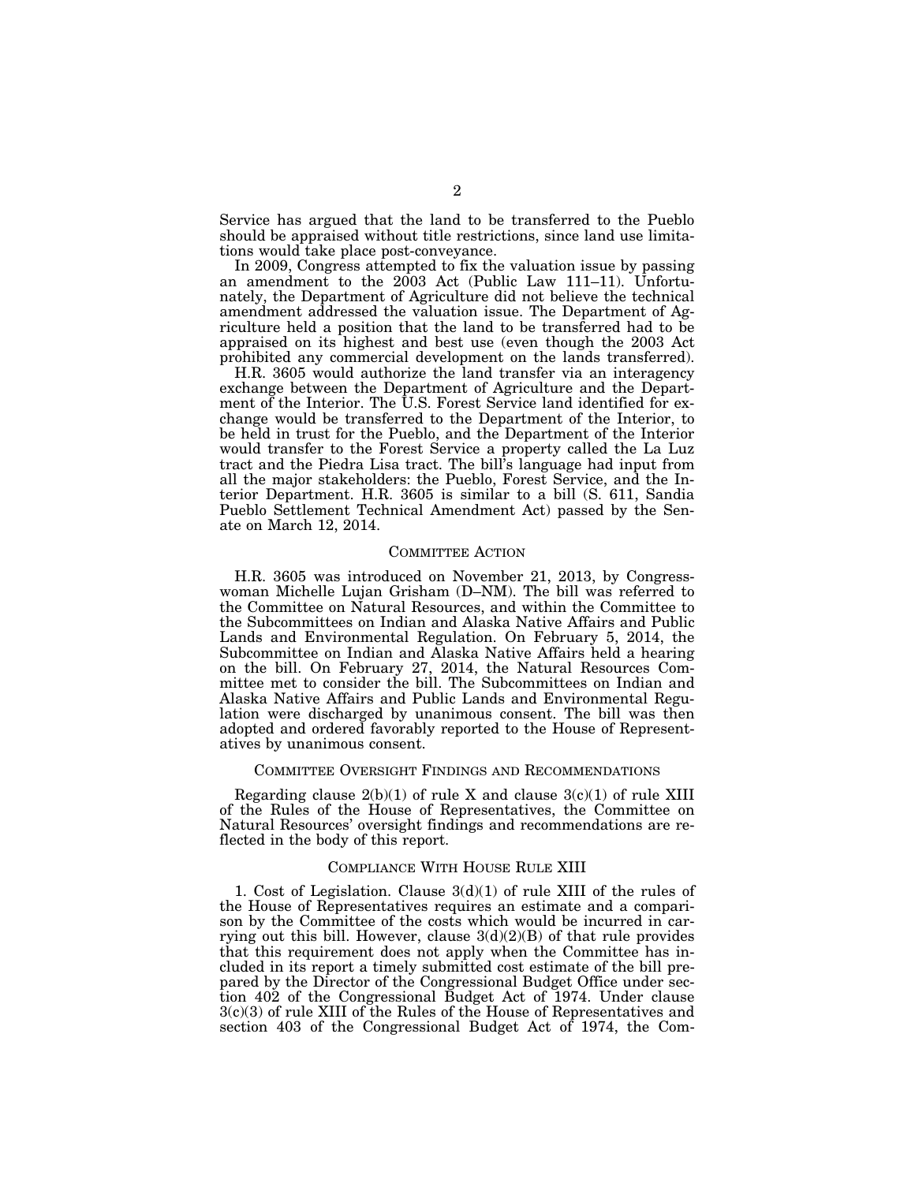Service has argued that the land to be transferred to the Pueblo should be appraised without title restrictions, since land use limitations would take place post-conveyance.

In 2009, Congress attempted to fix the valuation issue by passing an amendment to the 2003 Act (Public Law 111–11). Unfortunately, the Department of Agriculture did not believe the technical amendment addressed the valuation issue. The Department of Agriculture held a position that the land to be transferred had to be appraised on its highest and best use (even though the 2003 Act prohibited any commercial development on the lands transferred).

H.R. 3605 would authorize the land transfer via an interagency exchange between the Department of Agriculture and the Department of the Interior. The U.S. Forest Service land identified for exchange would be transferred to the Department of the Interior, to be held in trust for the Pueblo, and the Department of the Interior would transfer to the Forest Service a property called the La Luz tract and the Piedra Lisa tract. The bill's language had input from all the major stakeholders: the Pueblo, Forest Service, and the Interior Department. H.R. 3605 is similar to a bill (S. 611, Sandia Pueblo Settlement Technical Amendment Act) passed by the Senate on March 12, 2014.

## COMMITTEE ACTION

H.R. 3605 was introduced on November 21, 2013, by Congresswoman Michelle Lujan Grisham (D–NM). The bill was referred to the Committee on Natural Resources, and within the Committee to the Subcommittees on Indian and Alaska Native Affairs and Public Lands and Environmental Regulation. On February 5, 2014, the Subcommittee on Indian and Alaska Native Affairs held a hearing on the bill. On February 27, 2014, the Natural Resources Committee met to consider the bill. The Subcommittees on Indian and Alaska Native Affairs and Public Lands and Environmental Regulation were discharged by unanimous consent. The bill was then adopted and ordered favorably reported to the House of Representatives by unanimous consent.

## COMMITTEE OVERSIGHT FINDINGS AND RECOMMENDATIONS

Regarding clause 2(b)(1) of rule X and clause 3(c)(1) of rule XIII of the Rules of the House of Representatives, the Committee on Natural Resources' oversight findings and recommendations are reflected in the body of this report.

## COMPLIANCE WITH HOUSE RULE XIII

1. Cost of Legislation. Clause 3(d)(1) of rule XIII of the rules of the House of Representatives requires an estimate and a comparison by the Committee of the costs which would be incurred in carrying out this bill. However, clause 3(d)(2)(B) of that rule provides that this requirement does not apply when the Committee has included in its report a timely submitted cost estimate of the bill prepared by the Director of the Congressional Budget Office under section 402 of the Congressional Budget Act of 1974. Under clause 3(c)(3) of rule XIII of the Rules of the House of Representatives and section 403 of the Congressional Budget Act of 1974, the Com-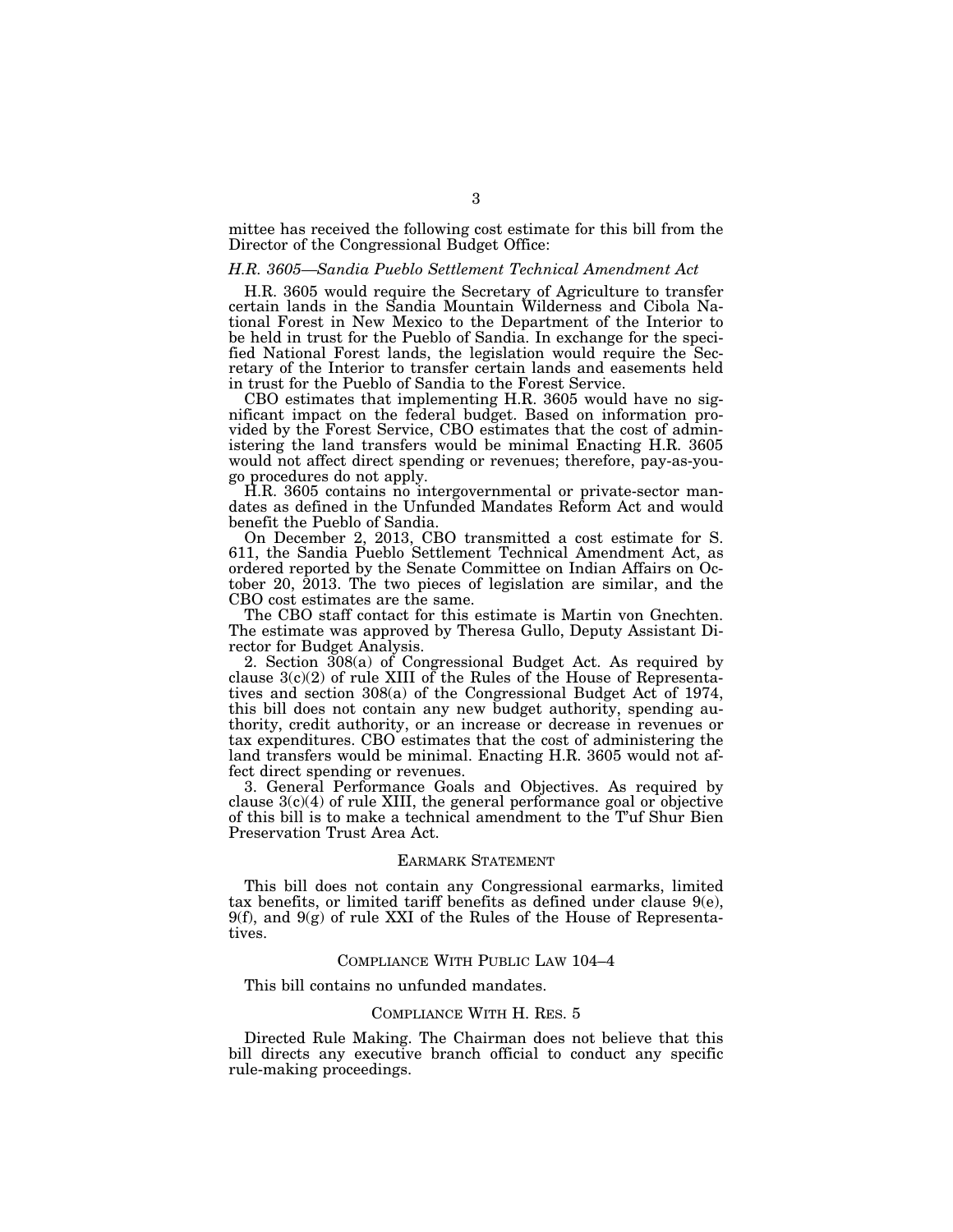mittee has received the following cost estimate for this bill from the Director of the Congressional Budget Office:

*H.R. 3605—Sandia Pueblo Settlement Technical Amendment Act*

H.R. 3605 would require the Secretary of Agriculture to transfer certain lands in the Sandia Mountain Wilderness and Cibola National Forest in New Mexico to the Department of the Interior to be held in trust for the Pueblo of Sandia. In exchange for the specified National Forest lands, the legislation would require the Secretary of the Interior to transfer certain lands and easements held in trust for the Pueblo of Sandia to the Forest Service.

CBO estimates that implementing H.R. 3605 would have no significant impact on the federal budget. Based on information provided by the Forest Service, CBO estimates that the cost of administering the land transfers would be minimal Enacting H.R. 3605 would not affect direct spending or revenues; therefore, pay-as-you-go procedures do not apply.

H.R. 3605 contains no intergovernmental or private-sector mandates as defined in the Unfunded Mandates Reform Act and would benefit the Pueblo of Sandia.

On December 2, 2013, CBO transmitted a cost estimate for S. 611, the Sandia Pueblo Settlement Technical Amendment Act, as ordered reported by the Senate Committee on Indian Affairs on October 20, 2013. The two pieces of legislation are similar, and the CBO cost estimates are the same.

The CBO staff contact for this estimate is Martin von Gnechten. The estimate was approved by Theresa Gullo, Deputy Assistant Director for Budget Analysis.

2. Section 308(a) of Congressional Budget Act. As required by clause 3(c)(2) of rule XIII of the Rules of the House of Representatives and section 308(a) of the Congressional Budget Act of 1974, this bill does not contain any new budget authority, spending authority, credit authority, or an increase or decrease in revenues or tax expenditures. CBO estimates that the cost of administering the land transfers would be minimal. Enacting H.R. 3605 would not affect direct spending or revenues.

3. General Performance Goals and Objectives. As required by clause 3(c)(4) of rule XIII, the general performance goal or objective of this bill is to make a technical amendment to the T'uf Shur Bien Preservation Trust Area Act.

## EARMARK STATEMENT

This bill does not contain any Congressional earmarks, limited tax benefits, or limited tariff benefits as defined under clause 9(e), 9(f), and 9(g) of rule XXI of the Rules of the House of Representatives.

## COMPLIANCE WITH PUBLIC LAW 104–4

This bill contains no unfunded mandates.

## COMPLIANCE WITH H. RES. 5

Directed Rule Making. The Chairman does not believe that this bill directs any executive branch official to conduct any specific rule-making proceedings.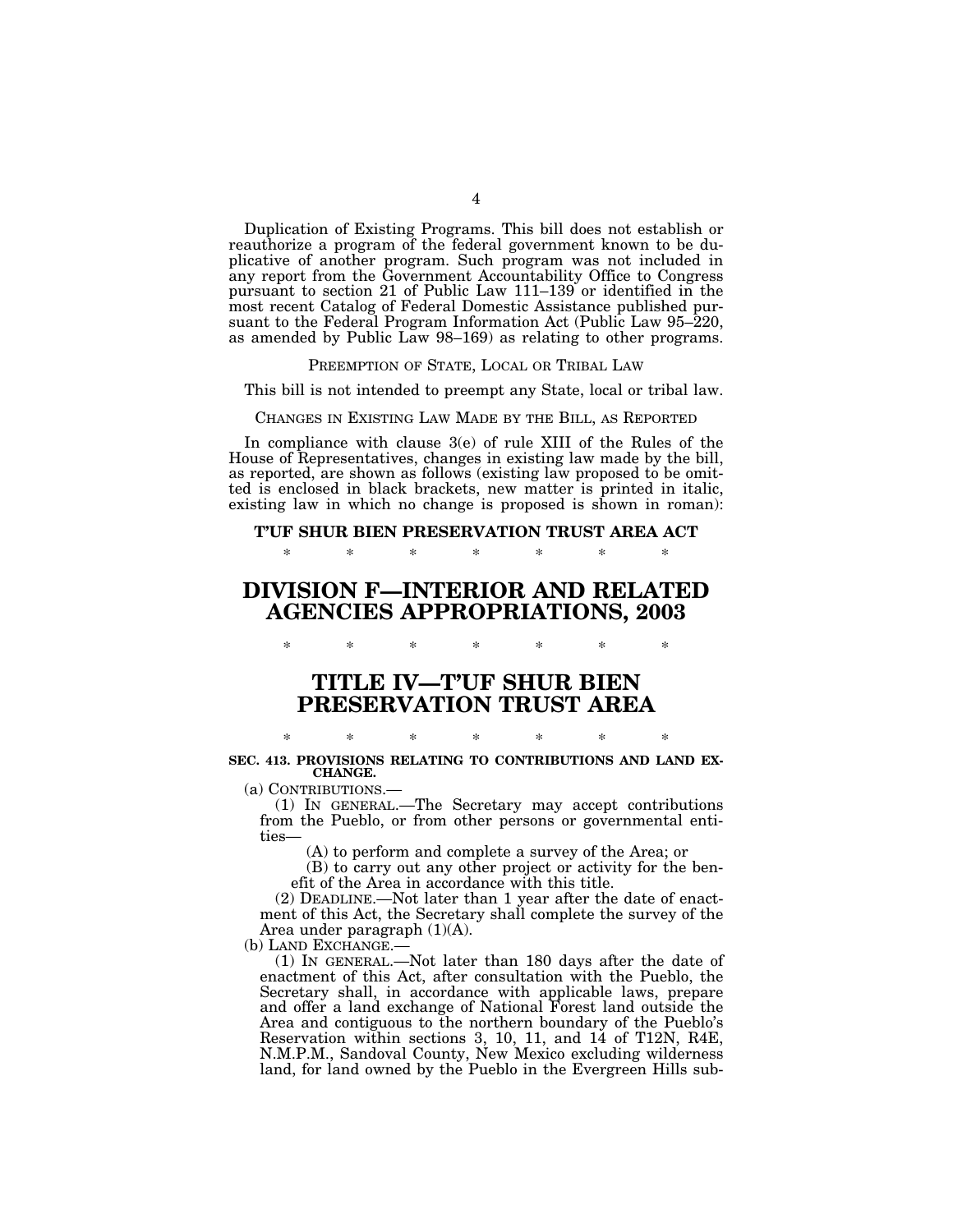Duplication of Existing Programs. This bill does not establish or reauthorize a program of the federal government known to be duplicative of another program. Such program was not included in any report from the Government Accountability Office to Congress pursuant to section 21 of Public Law 111–139 or identified in the most recent Catalog of Federal Domestic Assistance published pursuant to the Federal Program Information Act (Public Law 95–220, as amended by Public Law 98–169) as relating to other programs.

PREEMPTION OF STATE, LOCAL OR TRIBAL LAW

This bill is not intended to preempt any State, local or tribal law.

CHANGES IN EXISTING LAW MADE BY THE BILL, AS REPORTED

In compliance with clause 3(e) of rule XIII of the Rules of the House of Representatives, changes in existing law made by the bill, as reported, are shown as follows (existing law proposed to be omitted is enclosed in black brackets, new matter is printed in italic, existing law in which no change is proposed is shown in roman):

**T'UF SHUR BIEN PRESERVATION TRUST AREA ACT**

\* \* \* \* \* \* \*

# DIVISION F—INTERIOR AND RELATED AGENCIES APPROPRIATIONS, 2003

\* \* \* \* \* \* \*

# TITLE IV—T'UF SHUR BIEN PRESERVATION TRUST AREA

\* \* \* \* \* \* \*

**SEC. 413. PROVISIONS RELATING TO CONTRIBUTIONS AND LAND EXCHANGE.**

(a) CONTRIBUTIONS.—

(1) IN GENERAL.—The Secretary may accept contributions from the Pueblo, or from other persons or governmental entities—

(A) to perform and complete a survey of the Area; or

(B) to carry out any other project or activity for the benefit of the Area in accordance with this title.

(2) DEADLINE.—Not later than 1 year after the date of enactment of this Act, the Secretary shall complete the survey of the Area under paragraph (1)(A).

(b) LAND EXCHANGE.—

(1) IN GENERAL.—Not later than 180 days after the date of enactment of this Act, after consultation with the Pueblo, the Secretary shall, in accordance with applicable laws, prepare and offer a land exchange of National Forest land outside the Area and contiguous to the northern boundary of the Pueblo's Reservation within sections 3, 10, 11, and 14 of T12N, R4E, N.M.P.M., Sandoval County, New Mexico excluding wilderness land, for land owned by the Pueblo in the Evergreen Hills sub-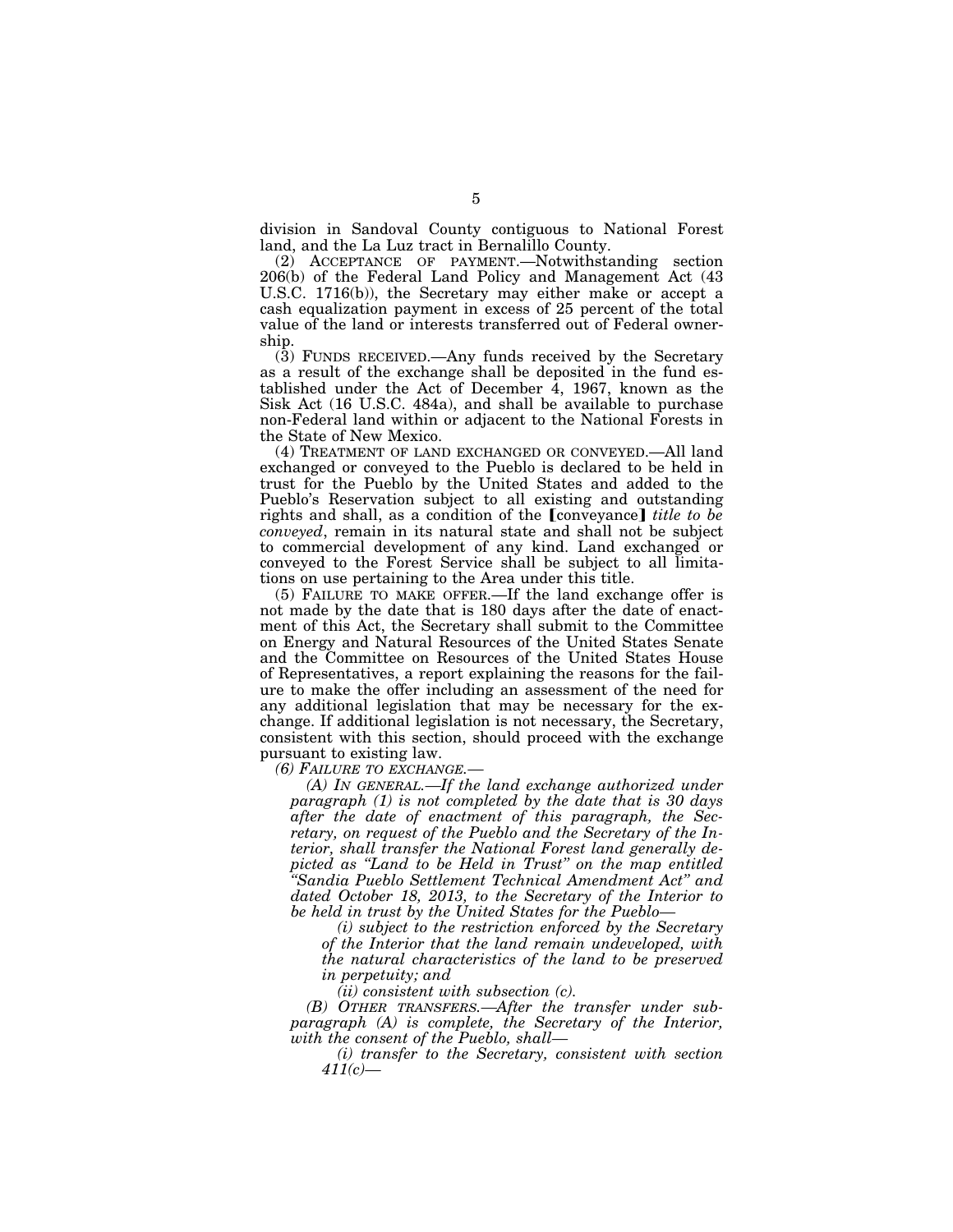division in Sandoval County contiguous to National Forest land, and the La Luz tract in Bernalillo County.

(2) ACCEPTANCE OF PAYMENT.—Notwithstanding section 206(b) of the Federal Land Policy and Management Act (43 U.S.C. 1716(b)), the Secretary may either make or accept a cash equalization payment in excess of 25 percent of the total value of the land or interests transferred out of Federal ownership.

(3) FUNDS RECEIVED.—Any funds received by the Secretary as a result of the exchange shall be deposited in the fund established under the Act of December 4, 1967, known as the Sisk Act (16 U.S.C. 484a), and shall be available to purchase non-Federal land within or adjacent to the National Forests in the State of New Mexico.

(4) TREATMENT OF LAND EXCHANGED OR CONVEYED.—All land exchanged or conveyed to the Pueblo is declared to be held in trust for the Pueblo by the United States and added to the Pueblo's Reservation subject to all existing and outstanding rights and shall, as a condition of the [conveyance] *title to be conveyed*, remain in its natural state and shall not be subject to commercial development of any kind. Land exchanged or conveyed to the Forest Service shall be subject to all limitations on use pertaining to the Area under this title.

(5) FAILURE TO MAKE OFFER.—If the land exchange offer is not made by the date that is 180 days after the date of enactment of this Act, the Secretary shall submit to the Committee on Energy and Natural Resources of the United States Senate and the Committee on Resources of the United States House of Representatives, a report explaining the reasons for the failure to make the offer including an assessment of the need for any additional legislation that may be necessary for the exchange. If additional legislation is not necessary, the Secretary, consistent with this section, should proceed with the exchange pursuant to existing law.

*(6) FAILURE TO EXCHANGE.—*

*(A) IN GENERAL.—If the land exchange authorized under paragraph (1) is not completed by the date that is 30 days after the date of enactment of this paragraph, the Secretary, on request of the Pueblo and the Secretary of the Interior, shall transfer the National Forest land generally depicted as "Land to be Held in Trust" on the map entitled "Sandia Pueblo Settlement Technical Amendment Act" and dated October 18, 2013, to the Secretary of the Interior to be held in trust by the United States for the Pueblo—*

*(i) subject to the restriction enforced by the Secretary of the Interior that the land remain undeveloped, with the natural characteristics of the land to be preserved in perpetuity; and*

*(ii) consistent with subsection (c).*

*(B) OTHER TRANSFERS.—After the transfer under subparagraph (A) is complete, the Secretary of the Interior, with the consent of the Pueblo, shall—*

*(i) transfer to the Secretary, consistent with section 411(c)—*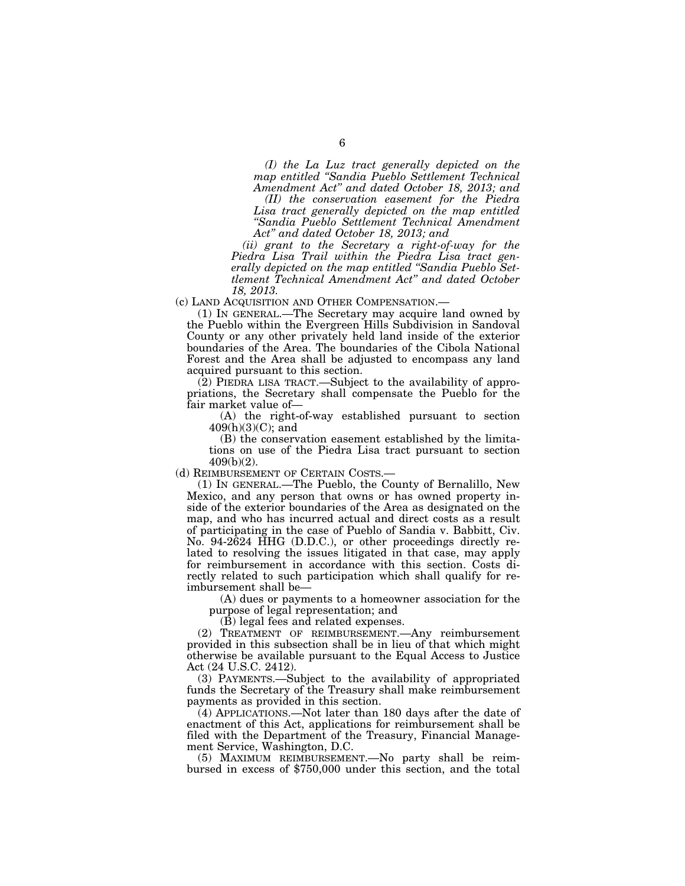*(I) the La Luz tract generally depicted on the map entitled "Sandia Pueblo Settlement Technical Amendment Act" and dated October 18, 2013; and*

*(II) the conservation easement for the Piedra Lisa tract generally depicted on the map entitled "Sandia Pueblo Settlement Technical Amendment Act" and dated October 18, 2013; and*

*(ii) grant to the Secretary a right-of-way for the Piedra Lisa Trail within the Piedra Lisa tract generally depicted on the map entitled "Sandia Pueblo Settlement Technical Amendment Act" and dated October 18, 2013.*

(c) LAND ACQUISITION AND OTHER COMPENSATION.—

(1) IN GENERAL.—The Secretary may acquire land owned by the Pueblo within the Evergreen Hills Subdivision in Sandoval County or any other privately held land inside of the exterior boundaries of the Area. The boundaries of the Cibola National Forest and the Area shall be adjusted to encompass any land acquired pursuant to this section.

(2) PIEDRA LISA TRACT.—Subject to the availability of appropriations, the Secretary shall compensate the Pueblo for the fair market value of—

(A) the right-of-way established pursuant to section 409(h)(3)(C); and

(B) the conservation easement established by the limitations on use of the Piedra Lisa tract pursuant to section 409(b)(2).

(d) REIMBURSEMENT OF CERTAIN COSTS.—

(1) IN GENERAL.—The Pueblo, the County of Bernalillo, New Mexico, and any person that owns or has owned property inside of the exterior boundaries of the Area as designated on the map, and who has incurred actual and direct costs as a result of participating in the case of Pueblo of Sandia v. Babbitt, Civ. No. 94-2624 HHG (D.D.C.), or other proceedings directly related to resolving the issues litigated in that case, may apply for reimbursement in accordance with this section. Costs directly related to such participation which shall qualify for reimbursement shall be—

(A) dues or payments to a homeowner association for the purpose of legal representation; and

(B) legal fees and related expenses.

(2) TREATMENT OF REIMBURSEMENT.—Any reimbursement provided in this subsection shall be in lieu of that which might otherwise be available pursuant to the Equal Access to Justice Act (24 U.S.C. 2412).

(3) PAYMENTS.—Subject to the availability of appropriated funds the Secretary of the Treasury shall make reimbursement payments as provided in this section.

(4) APPLICATIONS.—Not later than 180 days after the date of enactment of this Act, applications for reimbursement shall be filed with the Department of the Treasury, Financial Management Service, Washington, D.C.

(5) MAXIMUM REIMBURSEMENT.—No party shall be reimbursed in excess of $750,000 under this section, and the total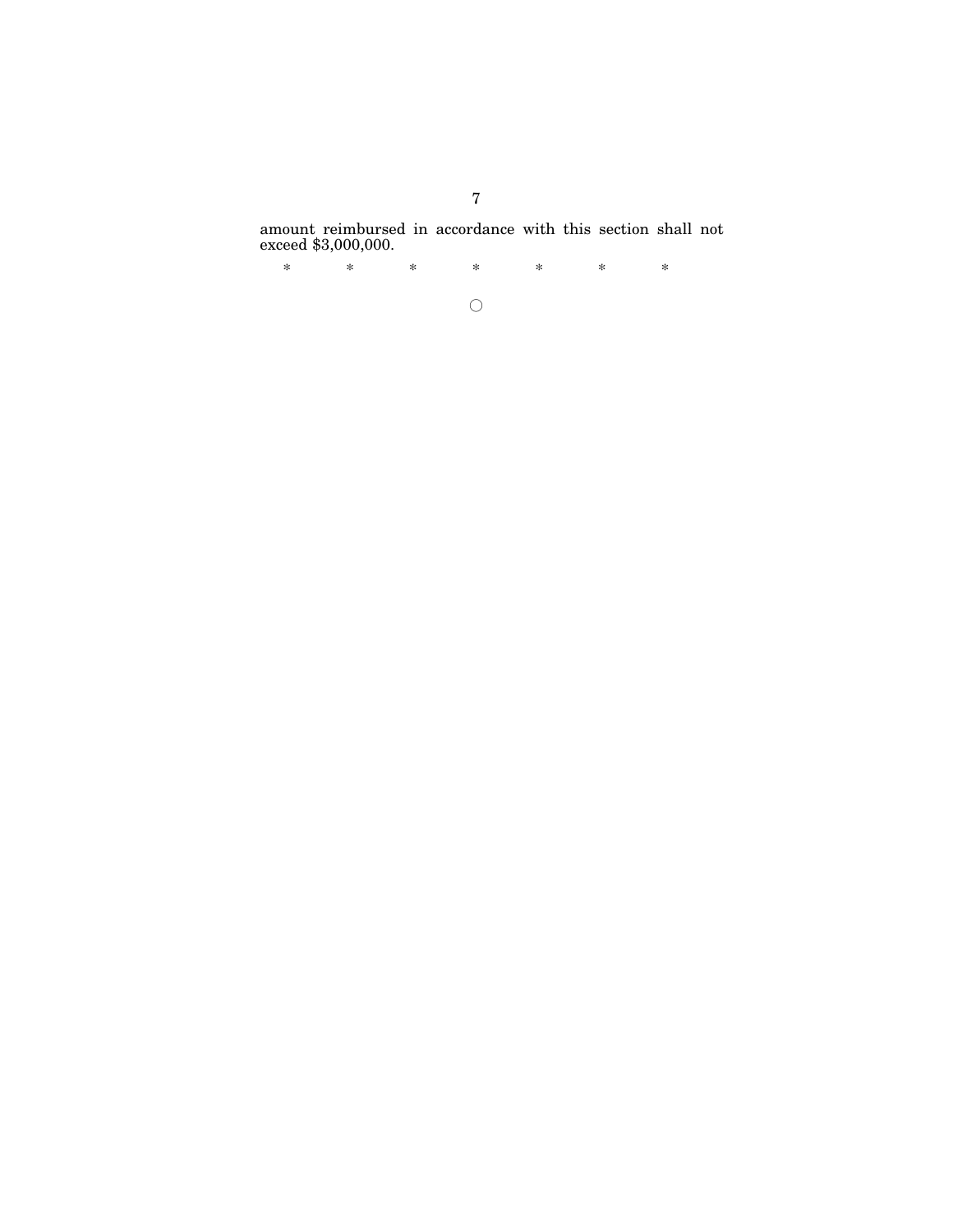amount reimbursed in accordance with this section shall not exceed $3,000,000.

\*             \*             \*             \*             \*             \*             \*

○

amount reimbursed in accordance with this section shall not exceed $3,000,000.

*             *             *             *             *             *             *